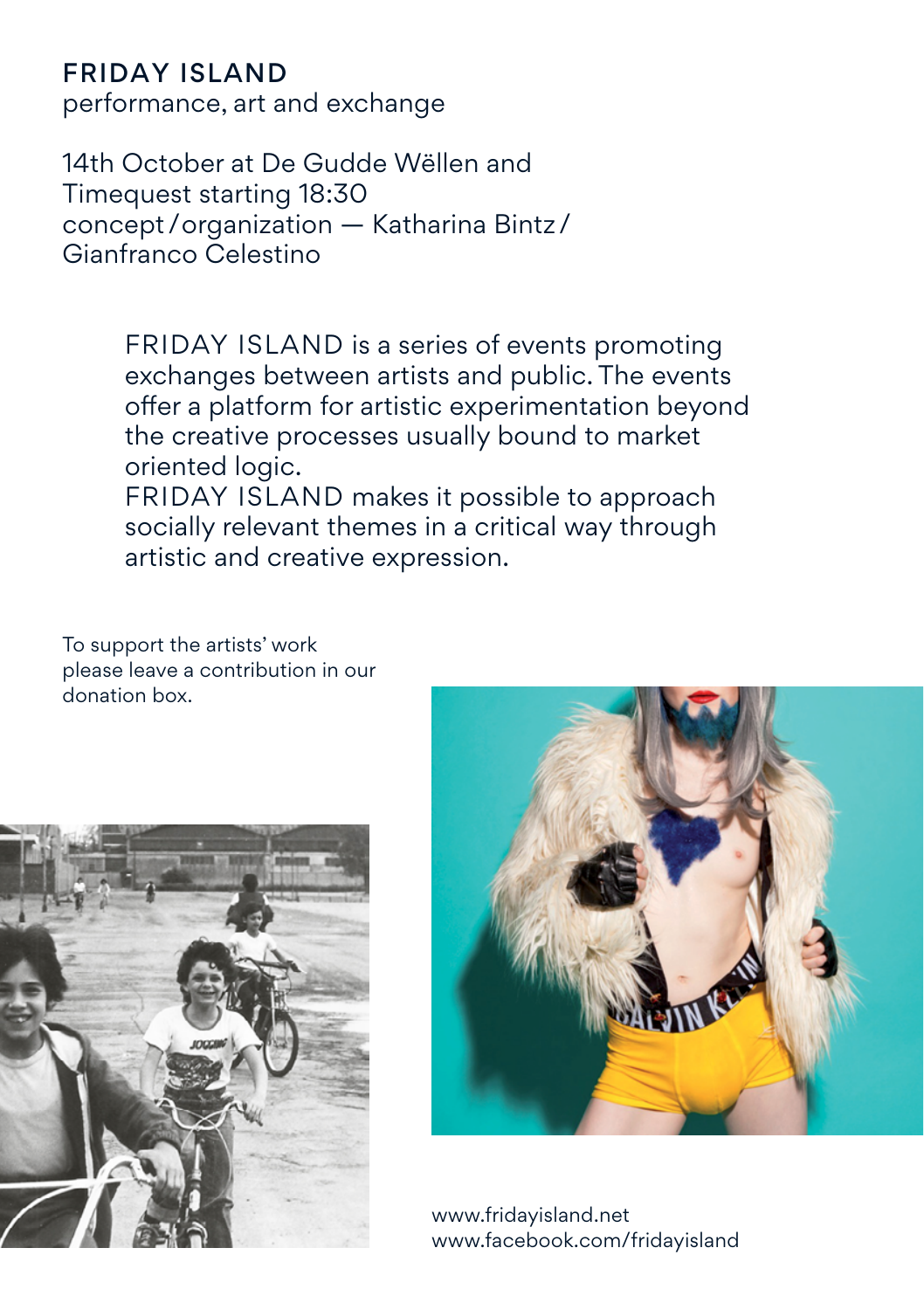# FRIDAY ISLAND

performance, art and exchange

14th October at De Gudde Wëllen and Timequest starting 18:30
concept / organization — Katharina Bintz / Gianfranco Celestino

FRIDAY ISLAND is a series of events promoting exchanges between artists and public. The events offer a platform for artistic experimentation beyond the creative processes usually bound to market oriented logic.
FRIDAY ISLAND makes it possible to approach socially relevant themes in a critical way through artistic and creative expression.

To support the artists' work please leave a contribution in our donation box.

www.fridayisland.net
www.facebook.com/fridayisland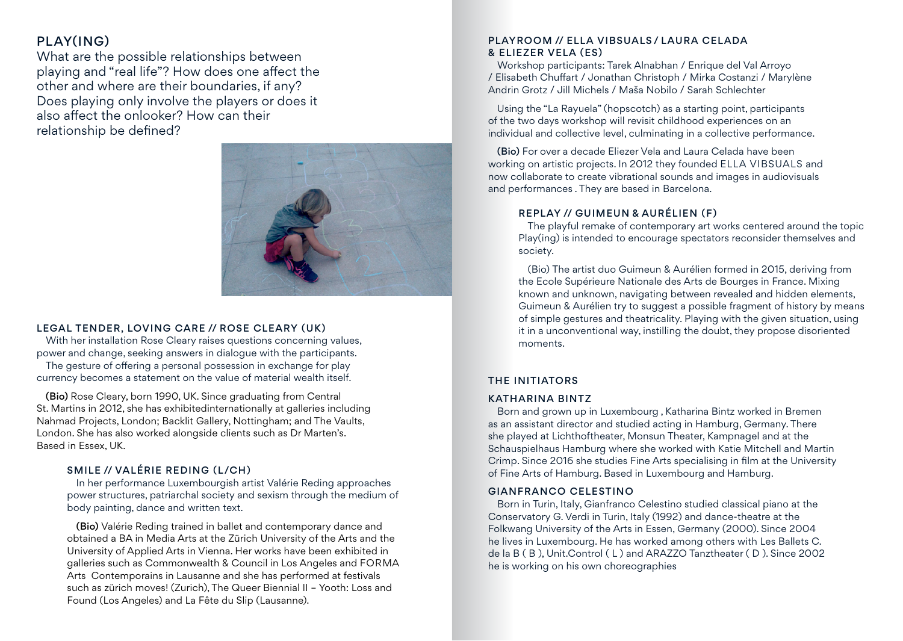## PLAY(ING)

What are the possible relationships between playing and "real life"? How does one affect the other and where are their boundaries, if any? Does playing only involve the players or does it also affect the onlooker? How can their relationship be defined?

### LEGAL TENDER, LOVING CARE // ROSE CLEARY (UK)

With her installation Rose Cleary raises questions concerning values, power and change, seeking answers in dialogue with the participants.

The gesture of offering a personal possession in exchange for play currency becomes a statement on the value of material wealth itself.

**(Bio)** Rose Cleary, born 1990, UK. Since graduating from Central St. Martins in 2012, she has exhibitedinternationally at galleries including Nahmad Projects, London; Backlit Gallery, Nottingham; and The Vaults, London. She has also worked alongside clients such as Dr Marten's. Based in Essex, UK.

### SMILE // VALÉRIE REDING (L/CH)

In her performance Luxembourgish artist Valérie Reding approaches power structures, patriarchal society and sexism through the medium of body painting, dance and written text.

**(Bio)** Valérie Reding trained in ballet and contemporary dance and obtained a BA in Media Arts at the Zürich University of the Arts and the University of Applied Arts in Vienna. Her works have been exhibited in galleries such as Commonwealth & Council in Los Angeles and FORMA Arts Contemporains in Lausanne and she has performed at festivals such as zürich moves! (Zurich), The Queer Biennial II – Yooth: Loss and Found (Los Angeles) and La Fête du Slip (Lausanne).

### PLAYROOM // ELLA VIBSUALS / LAURA CELADA & ELIEZER VELA (ES)

Workshop participants: Tarek Alnabhan / Enrique del Val Arroyo / Elisabeth Chuffart / Jonathan Christoph / Mirka Costanzi / Marylène Andrin Grotz / Jill Michels / Maša Nobilo / Sarah Schlechter

Using the "La Rayuela" (hopscotch) as a starting point, participants of the two days workshop will revisit childhood experiences on an individual and collective level, culminating in a collective performance.

**(Bio)** For over a decade Eliezer Vela and Laura Celada have been working on artistic projects. In 2012 they founded ELLA VIBSUALS and now collaborate to create vibrational sounds and images in audiovisuals and performances . They are based in Barcelona.

### REPLAY // GUIMEUN & AURÉLIEN (F)

The playful remake of contemporary art works centered around the topic Play(ing) is intended to encourage spectators reconsider themselves and society.

(Bio) The artist duo Guimeun & Aurélien formed in 2015, deriving from the Ecole Supérieure Nationale des Arts de Bourges in France. Mixing known and unknown, navigating between revealed and hidden elements, Guimeun & Aurélien try to suggest a possible fragment of history by means of simple gestures and theatricality. Playing with the given situation, using it in a unconventional way, instilling the doubt, they propose disoriented moments.

## THE INITIATORS

### KATHARINA BINTZ

Born and grown up in Luxembourg , Katharina Bintz worked in Bremen as an assistant director and studied acting in Hamburg, Germany. There she played at Lichthoftheater, Monsun Theater, Kampnagel and at the Schauspielhaus Hamburg where she worked with Katie Mitchell and Martin Crimp. Since 2016 she studies Fine Arts specialising in film at the University of Fine Arts of Hamburg. Based in Luxembourg and Hamburg.

### GIANFRANCO CELESTINO

Born in Turin, Italy, Gianfranco Celestino studied classical piano at the Conservatory G. Verdi in Turin, Italy (1992) and dance-theatre at the Folkwang University of the Arts in Essen, Germany (2000). Since 2004 he lives in Luxembourg. He has worked among others with Les Ballets C. de la B ( B ), Unit.Control ( L ) and ARAZZO Tanztheater ( D ). Since 2002 he is working on his own choreographies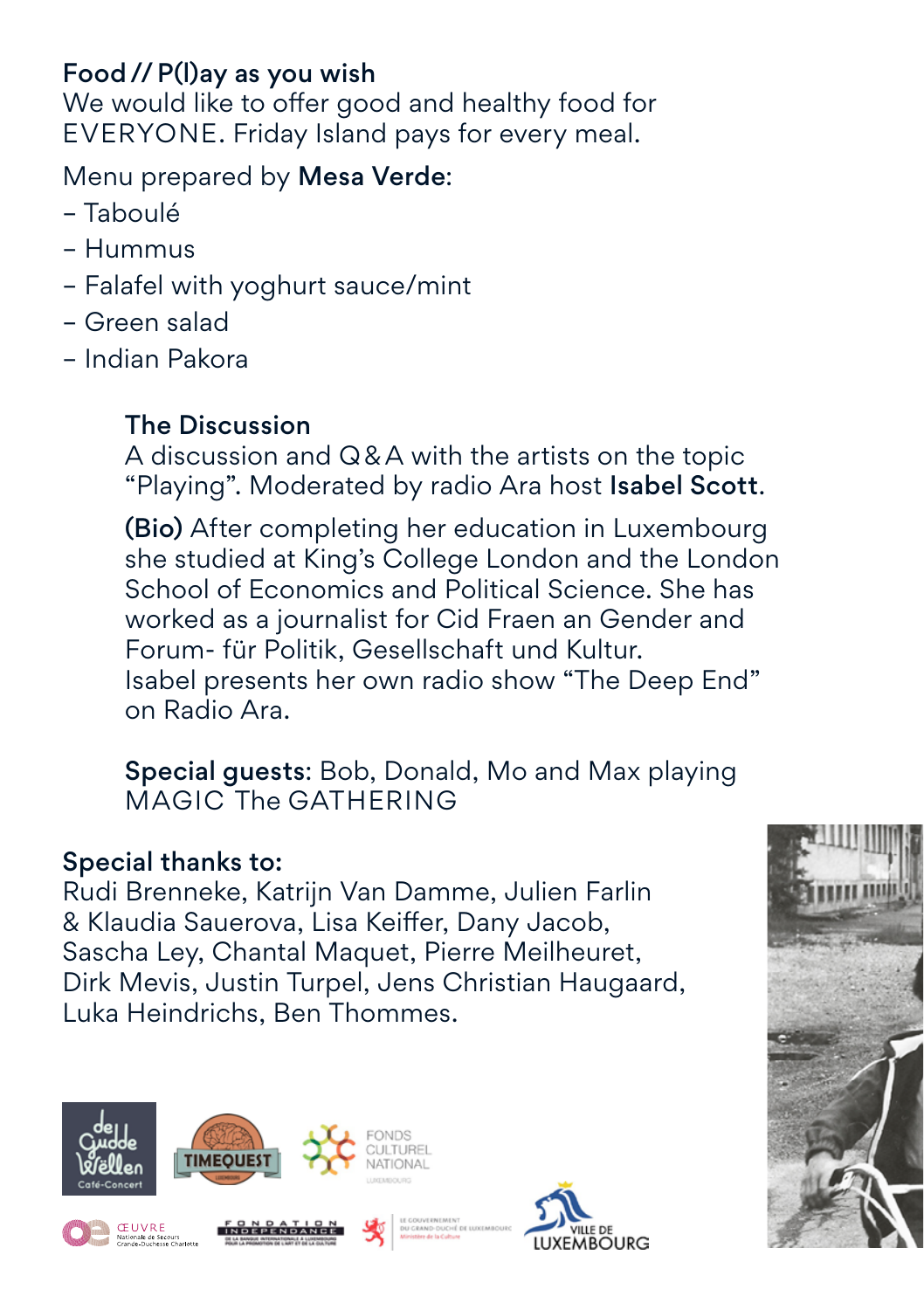**Food // P(l)ay as you wish**
We would like to offer good and healthy food for EVERYONE. Friday Island pays for every meal.

Menu prepared by **Mesa Verde**:

- Taboulé
- Hummus
- Falafel with yoghurt sauce/mint
- Green salad
- Indian Pakora

**The Discussion**
A discussion and Q&A with the artists on the topic "Playing". Moderated by radio Ara host **Isabel Scott**.

**(Bio)** After completing her education in Luxembourg she studied at King's College London and the London School of Economics and Political Science. She has worked as a journalist for Cid Fraen an Gender and Forum- für Politik, Gesellschaft und Kultur.
Isabel presents her own radio show "The Deep End" on Radio Ara.

**Special guests**: Bob, Donald, Mo and Max playing MAGIC The GATHERING

**Special thanks to:**
Rudi Brenneke, Katrijn Van Damme, Julien Farlin & Klaudia Sauerova, Lisa Keiffer, Dany Jacob, Sascha Ley, Chantal Maquet, Pierre Meilheuret, Dirk Mevis, Justin Turpel, Jens Christian Haugaard, Luka Heindrichs, Ben Thommes.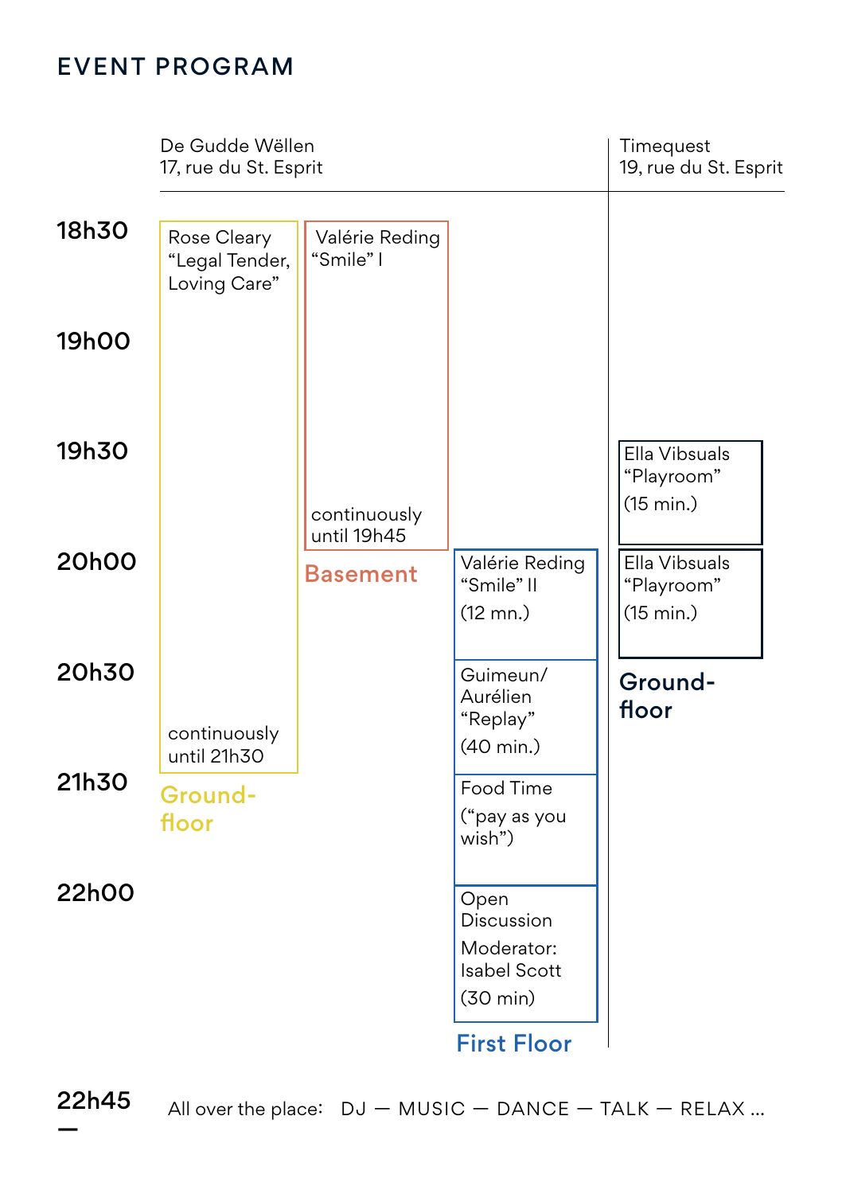# EVENT PROGRAM

**De Gudde Wëllen**
17, rue du St. Esprit

**Ground-floor**

- **18h30** – Rose Cleary "Legal Tender, Loving Care" – continuously until 21h30

**Basement**

- **18h30** – Valérie Reding "Smile" I – continuously until 19h45

**First Floor**

- **20h00** – Valérie Reding "Smile" II (12 mn.)
- **20h30** – Guimeun/Aurélien "Replay" (40 min.)
- **21h30** – Food Time ("pay as you wish")
- **22h00** – Open Discussion. Moderator: Isabel Scott (30 min)

**Timequest**
19, rue du St. Esprit

**Ground-floor**

- **19h30** – Ella Vibsuals "Playroom" (15 min.)
- **20h00** – Ella Vibsuals "Playroom" (15 min.)

**22h45 —** All over the place: DJ — MUSIC — DANCE — TALK — RELAX ...